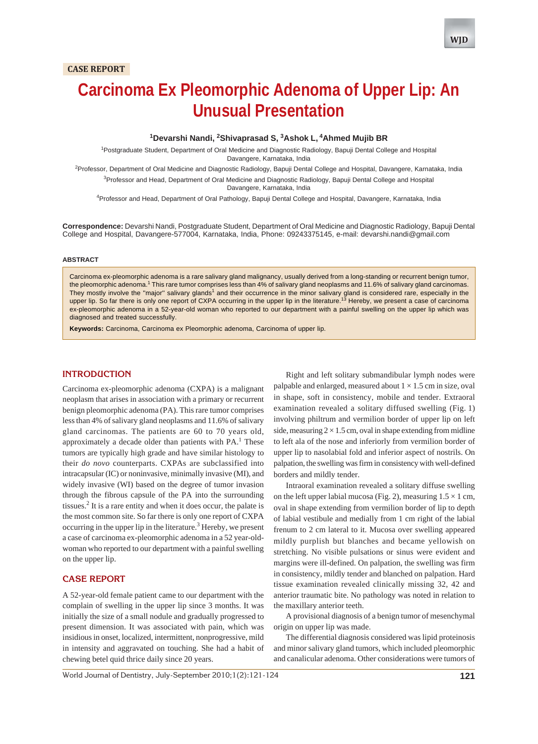CASE REPORT

# Carcinoma Ex Pleomorphic Adenoma of Upper Lip: An Unusual Presentation

**[1]Devarshi Nandi, [2]Shivaprasad S, [3]Ashok L, [4]Ahmed Mujib BR**

[1]Postgraduate Student, Department of Oral Medicine and Diagnostic Radiology, Bapuji Dental College and Hospital Davangere, Karnataka, India

[2]Professor, Department of Oral Medicine and Diagnostic Radiology, Bapuji Dental College and Hospital, Davangere, Karnataka, India

[3]Professor and Head, Department of Oral Medicine and Diagnostic Radiology, Bapuji Dental College and Hospital Davangere, Karnataka, India

[4]Professor and Head, Department of Oral Pathology, Bapuji Dental College and Hospital, Davangere, Karnataka, India

**Correspondence:** Devarshi Nandi, Postgraduate Student, Department of Oral Medicine and Diagnostic Radiology, Bapuji Dental College and Hospital, Davangere-577004, Karnataka, India, Phone: 09243375145, e-mail: devarshi.nandi@gmail.com

## ABSTRACT

Carcinoma ex-pleomorphic adenoma is a rare salivary gland malignancy, usually derived from a long-standing or recurrent benign tumor, the pleomorphic adenoma.[1] This rare tumor comprises less than 4% of salivary gland neoplasms and 11.6% of salivary gland carcinomas. They mostly involve the "major" salivary glands[1] and their occurrence in the minor salivary gland is considered rare, especially in the upper lip. So far there is only one report of CXPA occurring in the upper lip in the literature.[13] Hereby, we present a case of carcinoma ex-pleomorphic adenoma in a 52-year-old woman who reported to our department with a painful swelling on the upper lip which was diagnosed and treated successfully.

**Keywords:** Carcinoma, Carcinoma ex Pleomorphic adenoma, Carcinoma of upper lip.

## INTRODUCTION

Carcinoma ex-pleomorphic adenoma (CXPA) is a malignant neoplasm that arises in association with a primary or recurrent benign pleomorphic adenoma (PA). This rare tumor comprises less than 4% of salivary gland neoplasms and 11.6% of salivary gland carcinomas. The patients are 60 to 70 years old, approximately a decade older than patients with PA.[1] These tumors are typically high grade and have similar histology to their *do novo* counterparts. CXPAs are subclassified into intracapsular (IC) or noninvasive, minimally invasive (MI), and widely invasive (WI) based on the degree of tumor invasion through the fibrous capsule of the PA into the surrounding tissues.[2] It is a rare entity and when it does occur, the palate is the most common site. So far there is only one report of CXPA occurring in the upper lip in the literature.[3] Hereby, we present a case of carcinoma ex-pleomorphic adenoma in a 52 year-old-woman who reported to our department with a painful swelling on the upper lip.

## CASE REPORT

A 52-year-old female patient came to our department with the complain of swelling in the upper lip since 3 months. It was initially the size of a small nodule and gradually progressed to present dimension. It was associated with pain, which was insidious in onset, localized, intermittent, nonprogressive, mild in intensity and aggravated on touching. She had a habit of chewing betel quid thrice daily since 20 years.

Right and left solitary submandibular lymph nodes were palpable and enlarged, measured about 1 × 1.5 cm in size, oval in shape, soft in consistency, mobile and tender. Extraoral examination revealed a solitary diffused swelling (Fig. 1) involving philtrum and vermilion border of upper lip on left side, measuring 2 × 1.5 cm, oval in shape extending from midline to left ala of the nose and inferiorly from vermilion border of upper lip to nasolabial fold and inferior aspect of nostrils. On palpation, the swelling was firm in consistency with well-defined borders and mildly tender.

Intraoral examination revealed a solitary diffuse swelling on the left upper labial mucosa (Fig. 2), measuring 1.5 × 1 cm, oval in shape extending from vermilion border of lip to depth of labial vestibule and medially from 1 cm right of the labial frenum to 2 cm lateral to it. Mucosa over swelling appeared mildly purplish but blanches and became yellowish on stretching. No visible pulsations or sinus were evident and margins were ill-defined. On palpation, the swelling was firm in consistency, mildly tender and blanched on palpation. Hard tissue examination revealed clinically missing 32, 42 and anterior traumatic bite. No pathology was noted in relation to the maxillary anterior teeth.

A provisional diagnosis of a benign tumor of mesenchymal origin on upper lip was made.

The differential diagnosis considered was lipid proteinosis and minor salivary gland tumors, which included pleomorphic and canalicular adenoma. Other considerations were tumors of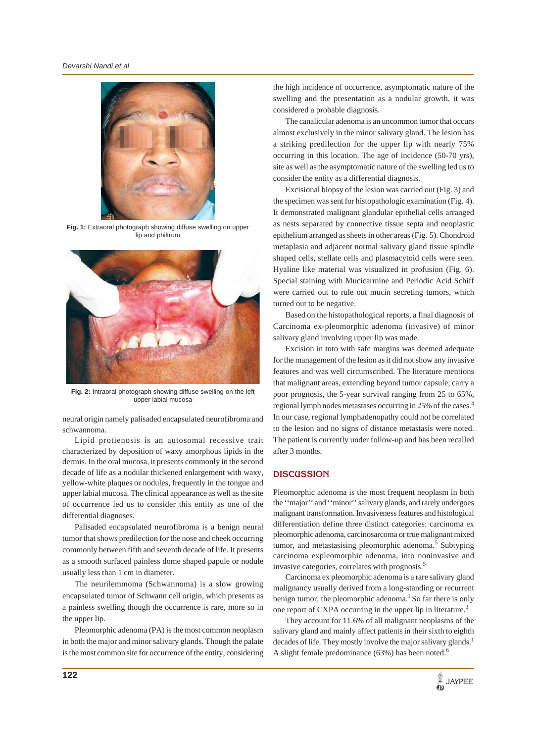Fig. 1: Extraoral photograph showing diffuse swelling on upper lip and philtrum

Fig. 2: Intraoral photograph showing diffuse swelling on the left upper labial mucosa

neural origin namely palisaded encapsulated neurofibroma and schwannoma.

Lipid protienosis is an autosomal recessive trait characterized by deposition of waxy amorphous lipids in the dermis. In the oral mucosa, it presents commonly in the second decade of life as a nodular thickened enlargement with waxy, yellow-white plaques or nodules, frequently in the tongue and upper labial mucosa. The clinical appearance as well as the site of occurrence led us to consider this entity as one of the differential diagnoses.

Palisaded encapsulated neurofibroma is a benign neural tumor that shows predilection for the nose and cheek occurring commonly between fifth and seventh decade of life. It presents as a smooth surfaced painless dome shaped papule or nodule usually less than 1 cm in diameter.

The neurilemmoma (Schwannoma) is a slow growing encapsulated tumor of Schwann cell origin, which presents as a painless swelling though the occurrence is rare, more so in the upper lip.

Pleomorphic adenoma (PA) is the most common neoplasm in both the major and minor salivary glands. Though the palate is the most common site for occurrence of the entity, considering the high incidence of occurrence, asymptomatic nature of the swelling and the presentation as a nodular growth, it was considered a probable diagnosis.

The canalicular adenoma is an uncommon tumor that occurs almost exclusively in the minor salivary gland. The lesion has a striking predilection for the upper lip with nearly 75% occurring in this location. The age of incidence (50-70 yrs), site as well as the asymptomatic nature of the swelling led us to consider the entity as a differential diagnosis.

Excisional biopsy of the lesion was carried out (Fig. 3) and the specimen was sent for histopathologic examination (Fig. 4). It demonstrated malignant glandular epithelial cells arranged as nests separated by connective tissue septa and neoplastic epithelium arranged as sheets in other areas (Fig. 5). Chondroid metaplasia and adjacent normal salivary gland tissue spindle shaped cells, stellate cells and plasmacytoid cells were seen. Hyaline like material was visualized in profusion (Fig. 6). Special staining with Mucicarmine and Periodic Acid Schiff were carried out to rule out mucin secreting tumors, which turned out to be negative.

Based on the histopathological reports, a final diagnosis of Carcinoma ex-pleomorphic adenoma (invasive) of minor salivary gland involving upper lip was made.

Excision in toto with safe margins was deemed adequate for the management of the lesion as it did not show any invasive features and was well circumscribed. The literature mentions that malignant areas, extending beyond tumor capsule, carry a poor prognosis, the 5-year survival ranging from 25 to 65%, regional lymph nodes metastases occurring in 25% of the cases.[4] In our case, regional lymphadenopathy could not be correlated to the lesion and no signs of distance metastasis were noted. The patient is currently under follow-up and has been recalled after 3 months.

## DISCUSSION

Pleomorphic adenoma is the most frequent neoplasm in both the ''major'' and ''minor'' salivary glands, and rarely undergoes malignant transformation. Invasiveness features and histological differentiation define three distinct categories: carcinoma ex pleomorphic adenoma, carcinosarcoma or true malignant mixed tumor, and metastasising pleomorphic adenoma.[5] Subtyping carcinoma expleomorphic adenoma, into noninvasive and invasive categories, correlates with prognosis.[5]

Carcinoma ex pleomorphic adenoma is a rare salivary gland malignancy usually derived from a long-standing or recurrent benign tumor, the pleomorphic adenoma.[1] So far there is only one report of CXPA occurring in the upper lip in literature.[3]

They account for 11.6% of all malignant neoplasms of the salivary gland and mainly affect patients in their sixth to eighth decades of life. They mostly involve the major salivary glands.[1] A slight female predominance (63%) has been noted.[6]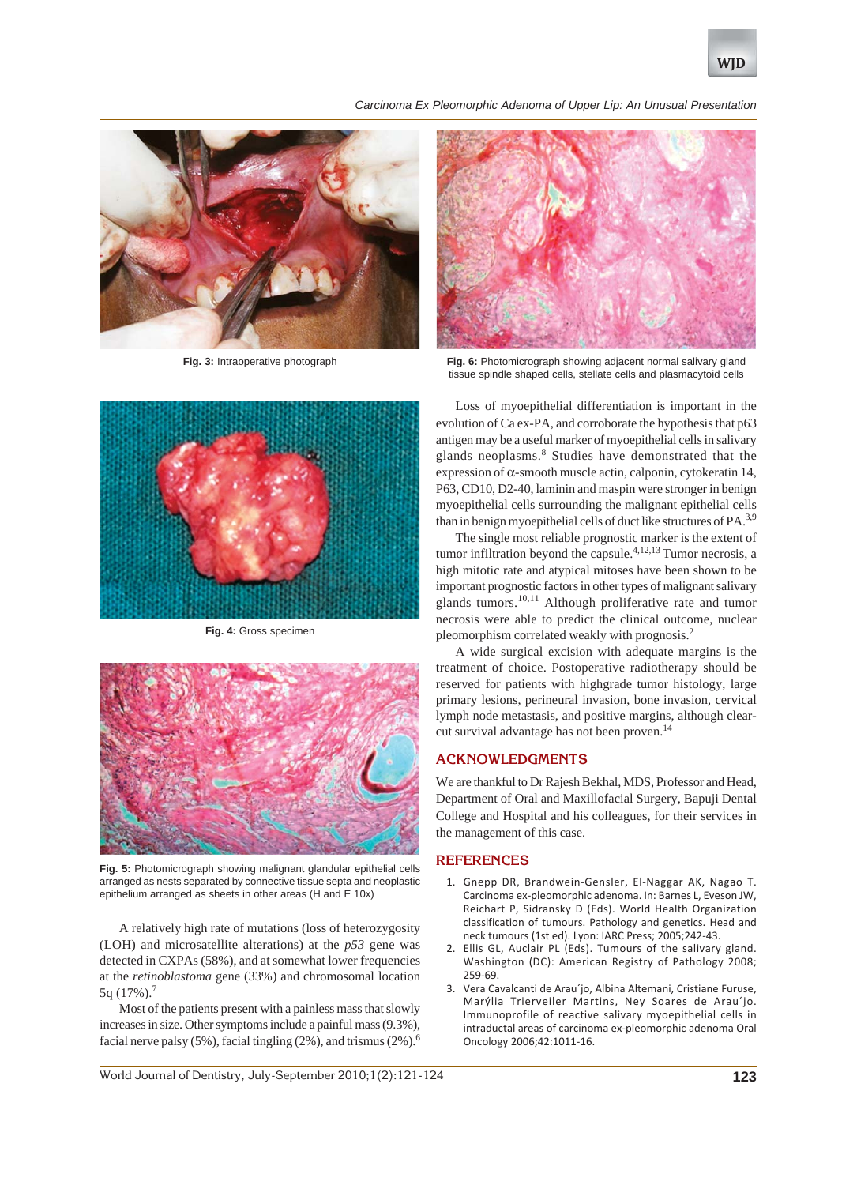Fig. 3: Intraoperative photograph

Fig. 6: Photomicrograph showing adjacent normal salivary gland tissue spindle shaped cells, stellate cells and plasmacytoid cells

Fig. 4: Gross specimen

Fig. 5: Photomicrograph showing malignant glandular epithelial cells arranged as nests separated by connective tissue septa and neoplastic epithelium arranged as sheets in other areas (H and E 10x)

A relatively high rate of mutations (loss of heterozygosity (LOH) and microsatellite alterations) at the *p53* gene was detected in CXPAs (58%), and at somewhat lower frequencies at the *retinoblastoma* gene (33%) and chromosomal location 5q (17%).[7]

Most of the patients present with a painless mass that slowly increases in size. Other symptoms include a painful mass (9.3%), facial nerve palsy (5%), facial tingling (2%), and trismus (2%).[6]

Loss of myoepithelial differentiation is important in the evolution of Ca ex-PA, and corroborate the hypothesis that p63 antigen may be a useful marker of myoepithelial cells in salivary glands neoplasms.[8] Studies have demonstrated that the expression of α-smooth muscle actin, calponin, cytokeratin 14, P63, CD10, D2-40, laminin and maspin were stronger in benign myoepithelial cells surrounding the malignant epithelial cells than in benign myoepithelial cells of duct like structures of PA.[3,9]

The single most reliable prognostic marker is the extent of tumor infiltration beyond the capsule.[4,12,13] Tumor necrosis, a high mitotic rate and atypical mitoses have been shown to be important prognostic factors in other types of malignant salivary glands tumors.[10,11] Although proliferative rate and tumor necrosis were able to predict the clinical outcome, nuclear pleomorphism correlated weakly with prognosis.[2]

A wide surgical excision with adequate margins is the treatment of choice. Postoperative radiotherapy should be reserved for patients with highgrade tumor histology, large primary lesions, perineural invasion, bone invasion, cervical lymph node metastasis, and positive margins, although clear-cut survival advantage has not been proven.[14]

## ACKNOWLEDGMENTS

We are thankful to Dr Rajesh Bekhal, MDS, Professor and Head, Department of Oral and Maxillofacial Surgery, Bapuji Dental College and Hospital and his colleagues, for their services in the management of this case.

## REFERENCES

1. Gnepp DR, Brandwein-Gensler, El-Naggar AK, Nagao T. Carcinoma ex-pleomorphic adenoma. In: Barnes L, Eveson JW, Reichart P, Sidransky D (Eds). World Health Organization classification of tumours. Pathology and genetics. Head and neck tumours (1st ed). Lyon: IARC Press; 2005;242-43.
2. Ellis GL, Auclair PL (Eds). Tumours of the salivary gland. Washington (DC): American Registry of Pathology 2008; 259-69.
3. Vera Cavalcanti de Arau´jo, Albina Altemani, Cristiane Furuse, Marýlia Trierveiler Martins, Ney Soares de Arau´jo. Immunoprofile of reactive salivary myoepithelial cells in intraductal areas of carcinoma ex-pleomorphic adenoma Oral Oncology 2006;42:1011-16.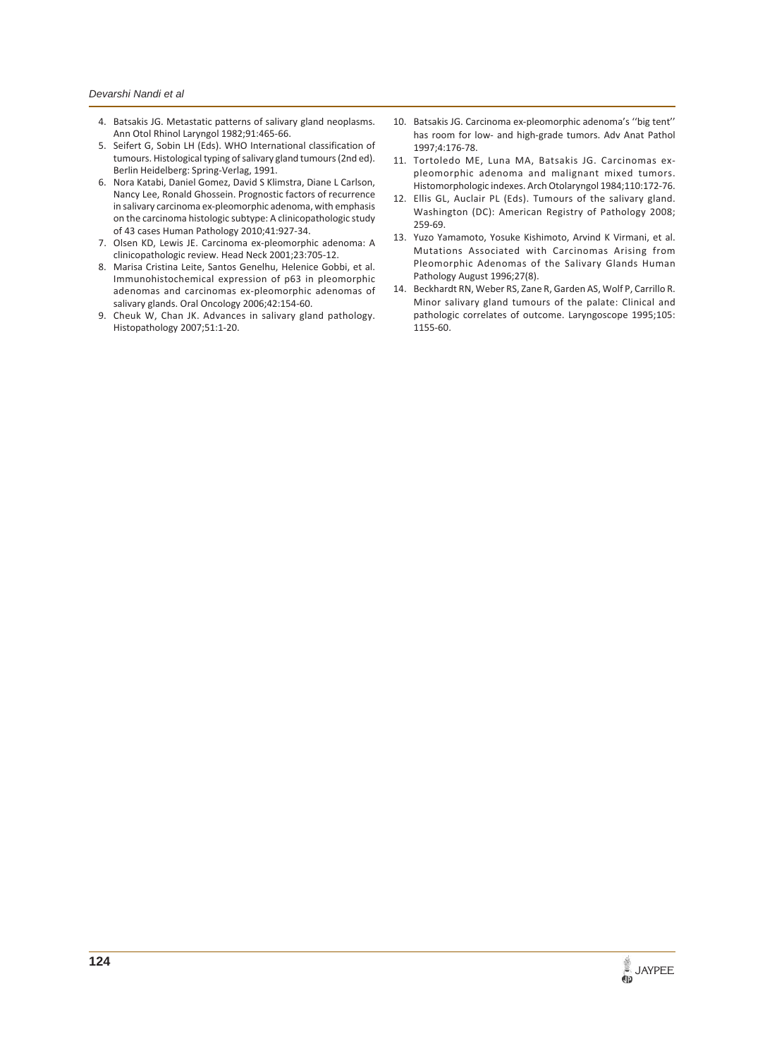4. Batsakis JG. Metastatic patterns of salivary gland neoplasms. Ann Otol Rhinol Laryngol 1982;91:465-66.
5. Seifert G, Sobin LH (Eds). WHO International classification of tumours. Histological typing of salivary gland tumours (2nd ed). Berlin Heidelberg: Spring-Verlag, 1991.
6. Nora Katabi, Daniel Gomez, David S Klimstra, Diane L Carlson, Nancy Lee, Ronald Ghossein. Prognostic factors of recurrence in salivary carcinoma ex-pleomorphic adenoma, with emphasis on the carcinoma histologic subtype: A clinicopathologic study of 43 cases Human Pathology 2010;41:927-34.
7. Olsen KD, Lewis JE. Carcinoma ex-pleomorphic adenoma: A clinicopathologic review. Head Neck 2001;23:705-12.
8. Marisa Cristina Leite, Santos Genelhu, Helenice Gobbi, et al. Immunohistochemical expression of p63 in pleomorphic adenomas and carcinomas ex-pleomorphic adenomas of salivary glands. Oral Oncology 2006;42:154-60.
9. Cheuk W, Chan JK. Advances in salivary gland pathology. Histopathology 2007;51:1-20.
10. Batsakis JG. Carcinoma ex-pleomorphic adenoma's ''big tent'' has room for low- and high-grade tumors. Adv Anat Pathol 1997;4:176-78.
11. Tortoledo ME, Luna MA, Batsakis JG. Carcinomas ex-pleomorphic adenoma and malignant mixed tumors. Histomorphologic indexes. Arch Otolaryngol 1984;110:172-76.
12. Ellis GL, Auclair PL (Eds). Tumours of the salivary gland. Washington (DC): American Registry of Pathology 2008; 259-69.
13. Yuzo Yamamoto, Yosuke Kishimoto, Arvind K Virmani, et al. Mutations Associated with Carcinomas Arising from Pleomorphic Adenomas of the Salivary Glands Human Pathology August 1996;27(8).
14. Beckhardt RN, Weber RS, Zane R, Garden AS, Wolf P, Carrillo R. Minor salivary gland tumours of the palate: Clinical and pathologic correlates of outcome. Laryngoscope 1995;105: 1155-60.